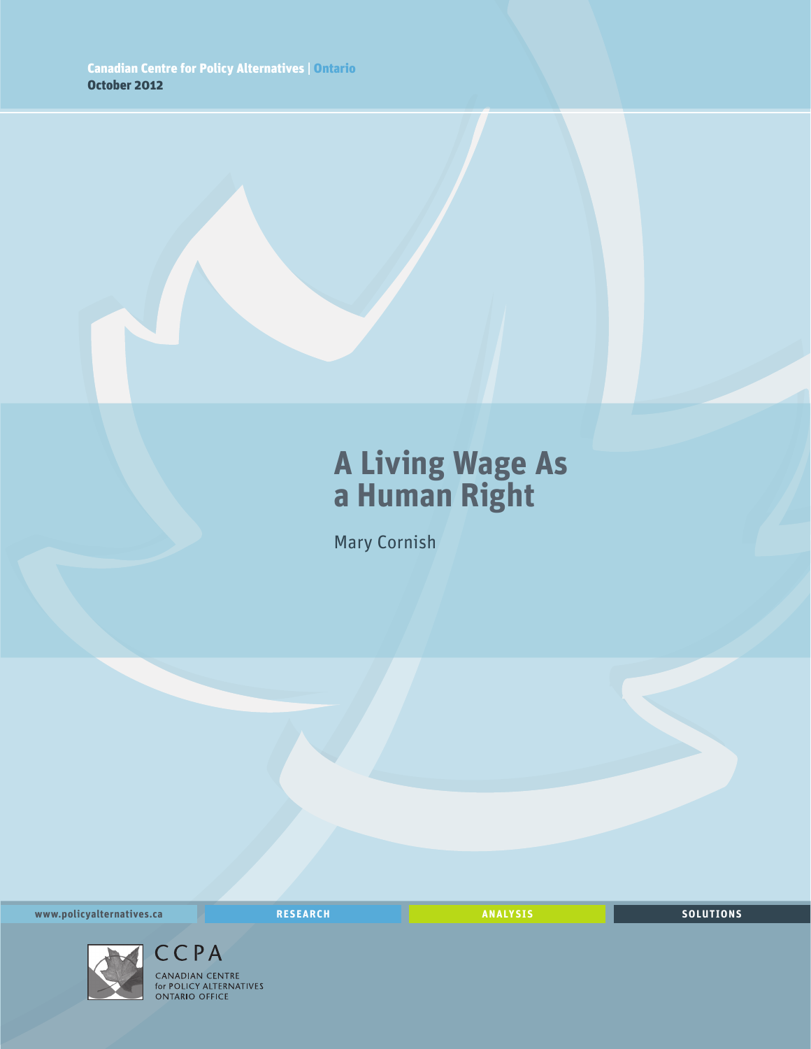Canadian Centre for Policy Alternatives | Ontario
October 2012

# A Living Wage As a Human Right

Mary Cornish

www.policyalternatives.ca RESEARCH ANALYSIS SOLUTIONS

CCPA
CANADIAN CENTRE for POLICY ALTERNATIVES
ONTARIO OFFICE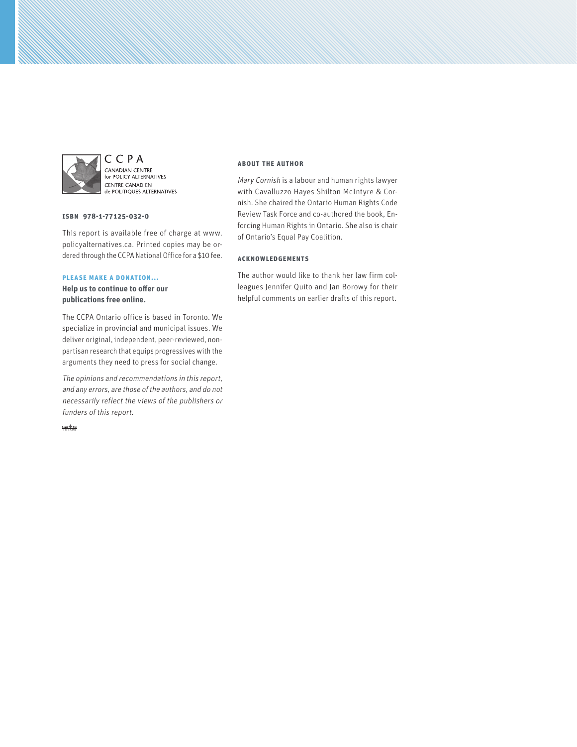CCPA
CANADIAN CENTRE
for POLICY ALTERNATIVES
CENTRE CANADIEN
de POLITIQUES ALTERNATIVES

**ISBN 978-1-77125-032-0**

This report is available free of charge at www.policyalternatives.ca. Printed copies may be ordered through the CCPA National Office for a $10 fee.

**PLEASE MAKE A DONATION...**

**Help us to continue to offer our publications free online.**

The CCPA Ontario office is based in Toronto. We specialize in provincial and municipal issues. We deliver original, independent, peer-reviewed, non-partisan research that equips progressives with the arguments they need to press for social change.

*The opinions and recommendations in this report, and any errors, are those of the authors, and do not necessarily reflect the views of the publishers or funders of this report.*

**ABOUT THE AUTHOR**

*Mary Cornish* is a labour and human rights lawyer with Cavalluzzo Hayes Shilton McIntyre & Cornish. She chaired the Ontario Human Rights Code Review Task Force and co-authored the book, Enforcing Human Rights in Ontario. She also is chair of Ontario's Equal Pay Coalition.

**ACKNOWLEDGEMENTS**

The author would like to thank her law firm colleagues Jennifer Quito and Jan Borowy for their helpful comments on earlier drafts of this report.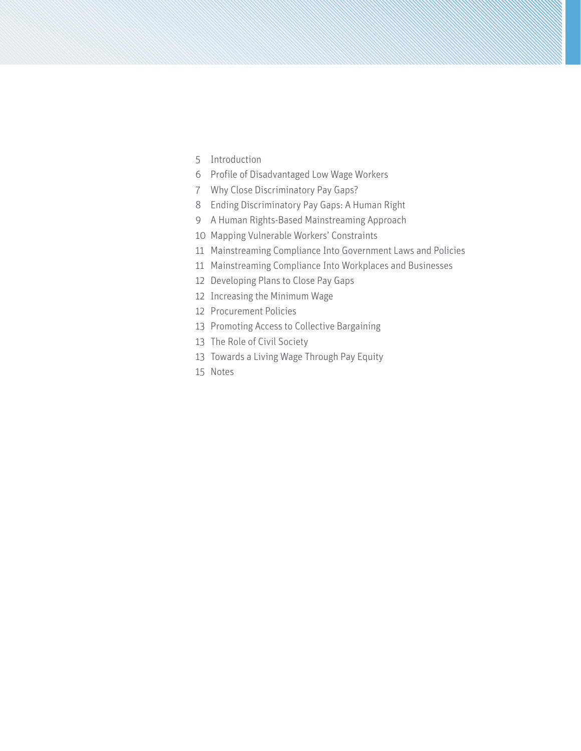5 Introduction

6 Profile of Disadvantaged Low Wage Workers

7 Why Close Discriminatory Pay Gaps?

8 Ending Discriminatory Pay Gaps: A Human Right

9 A Human Rights-Based Mainstreaming Approach

10 Mapping Vulnerable Workers' Constraints

11 Mainstreaming Compliance Into Government Laws and Policies

11 Mainstreaming Compliance Into Workplaces and Businesses

12 Developing Plans to Close Pay Gaps

12 Increasing the Minimum Wage

12 Procurement Policies

13 Promoting Access to Collective Bargaining

13 The Role of Civil Society

13 Towards a Living Wage Through Pay Equity

15 Notes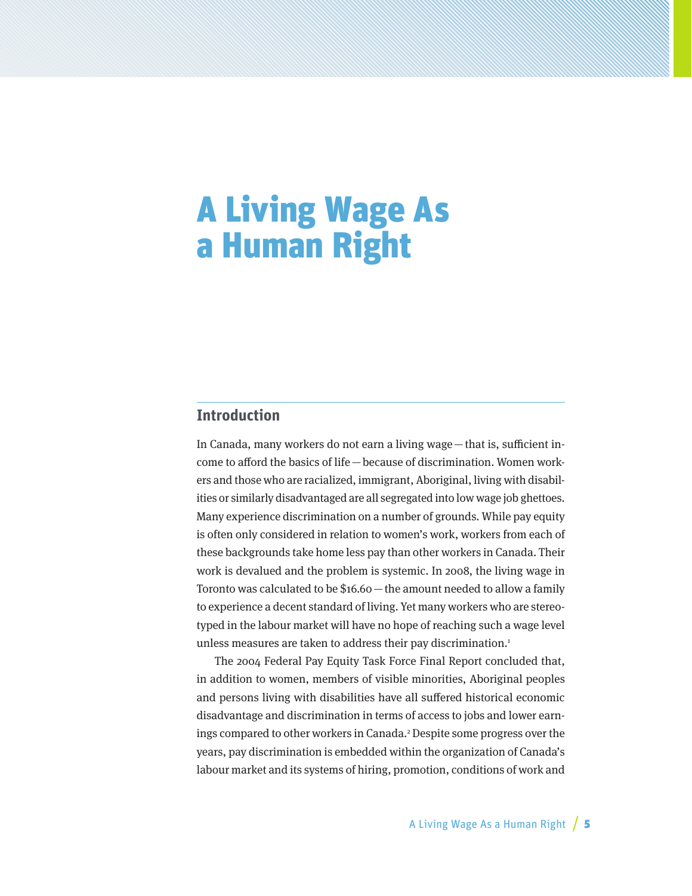# A Living Wage As a Human Right

## Introduction

In Canada, many workers do not earn a living wage — that is, sufficient income to afford the basics of life — because of discrimination. Women workers and those who are racialized, immigrant, Aboriginal, living with disabilities or similarly disadvantaged are all segregated into low wage job ghettoes. Many experience discrimination on a number of grounds. While pay equity is often only considered in relation to women's work, workers from each of these backgrounds take home less pay than other workers in Canada. Their work is devalued and the problem is systemic. In 2008, the living wage in Toronto was calculated to be $16.60 — the amount needed to allow a family to experience a decent standard of living. Yet many workers who are stereotyped in the labour market will have no hope of reaching such a wage level unless measures are taken to address their pay discrimination.[1]

The 2004 Federal Pay Equity Task Force Final Report concluded that, in addition to women, members of visible minorities, Aboriginal peoples and persons living with disabilities have all suffered historical economic disadvantage and discrimination in terms of access to jobs and lower earnings compared to other workers in Canada.[2] Despite some progress over the years, pay discrimination is embedded within the organization of Canada's labour market and its systems of hiring, promotion, conditions of work and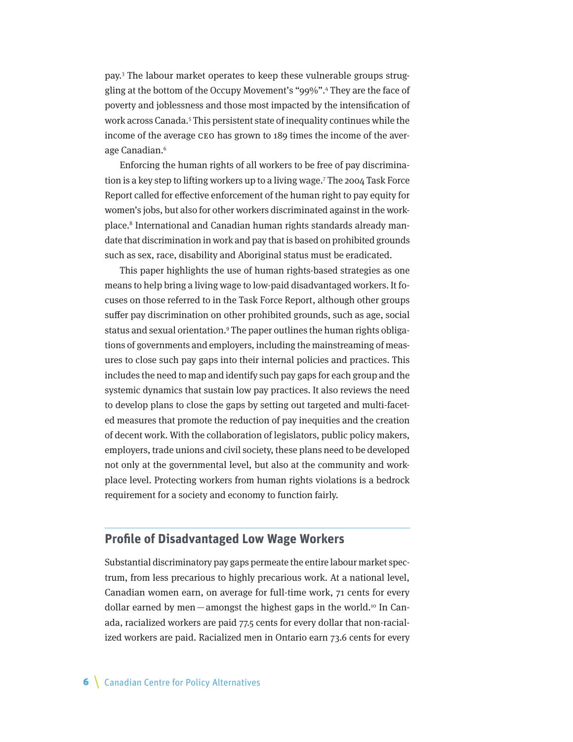pay.[3] The labour market operates to keep these vulnerable groups struggling at the bottom of the Occupy Movement's "99%".[4] They are the face of poverty and joblessness and those most impacted by the intensification of work across Canada.[5] This persistent state of inequality continues while the income of the average CEO has grown to 189 times the income of the average Canadian.[6]

Enforcing the human rights of all workers to be free of pay discrimination is a key step to lifting workers up to a living wage.[7] The 2004 Task Force Report called for effective enforcement of the human right to pay equity for women's jobs, but also for other workers discriminated against in the workplace.[8] International and Canadian human rights standards already mandate that discrimination in work and pay that is based on prohibited grounds such as sex, race, disability and Aboriginal status must be eradicated.

This paper highlights the use of human rights-based strategies as one means to help bring a living wage to low-paid disadvantaged workers. It focuses on those referred to in the Task Force Report, although other groups suffer pay discrimination on other prohibited grounds, such as age, social status and sexual orientation.[9] The paper outlines the human rights obligations of governments and employers, including the mainstreaming of measures to close such pay gaps into their internal policies and practices. This includes the need to map and identify such pay gaps for each group and the systemic dynamics that sustain low pay practices. It also reviews the need to develop plans to close the gaps by setting out targeted and multi-faceted measures that promote the reduction of pay inequities and the creation of decent work. With the collaboration of legislators, public policy makers, employers, trade unions and civil society, these plans need to be developed not only at the governmental level, but also at the community and workplace level. Protecting workers from human rights violations is a bedrock requirement for a society and economy to function fairly.

## Profile of Disadvantaged Low Wage Workers

Substantial discriminatory pay gaps permeate the entire labour market spectrum, from less precarious to highly precarious work. At a national level, Canadian women earn, on average for full-time work, 71 cents for every dollar earned by men — amongst the highest gaps in the world.[10] In Canada, racialized workers are paid 77.5 cents for every dollar that non-racialized workers are paid. Racialized men in Ontario earn 73.6 cents for every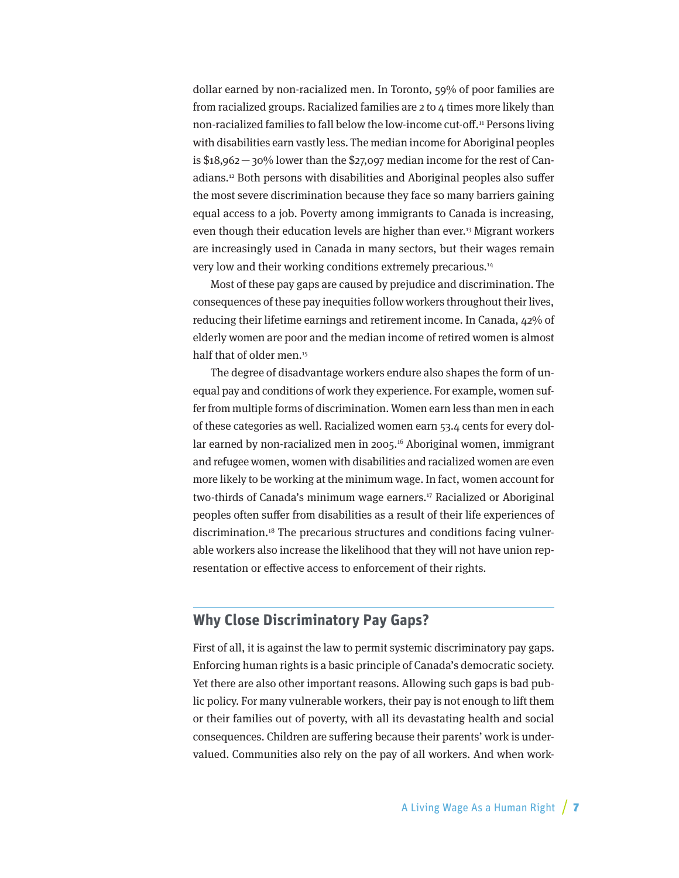dollar earned by non-racialized men. In Toronto, 59% of poor families are from racialized groups. Racialized families are 2 to 4 times more likely than non-racialized families to fall below the low-income cut-off.[11] Persons living with disabilities earn vastly less. The median income for Aboriginal peoples is $18,962 — 30% lower than the $27,097 median income for the rest of Canadians.[12] Both persons with disabilities and Aboriginal peoples also suffer the most severe discrimination because they face so many barriers gaining equal access to a job. Poverty among immigrants to Canada is increasing, even though their education levels are higher than ever.[13] Migrant workers are increasingly used in Canada in many sectors, but their wages remain very low and their working conditions extremely precarious.[14]

Most of these pay gaps are caused by prejudice and discrimination. The consequences of these pay inequities follow workers throughout their lives, reducing their lifetime earnings and retirement income. In Canada, 42% of elderly women are poor and the median income of retired women is almost half that of older men.[15]

The degree of disadvantage workers endure also shapes the form of unequal pay and conditions of work they experience. For example, women suffer from multiple forms of discrimination. Women earn less than men in each of these categories as well. Racialized women earn 53.4 cents for every dollar earned by non-racialized men in 2005.[16] Aboriginal women, immigrant and refugee women, women with disabilities and racialized women are even more likely to be working at the minimum wage. In fact, women account for two-thirds of Canada's minimum wage earners.[17] Racialized or Aboriginal peoples often suffer from disabilities as a result of their life experiences of discrimination.[18] The precarious structures and conditions facing vulnerable workers also increase the likelihood that they will not have union representation or effective access to enforcement of their rights.

## Why Close Discriminatory Pay Gaps?

First of all, it is against the law to permit systemic discriminatory pay gaps. Enforcing human rights is a basic principle of Canada's democratic society. Yet there are also other important reasons. Allowing such gaps is bad public policy. For many vulnerable workers, their pay is not enough to lift them or their families out of poverty, with all its devastating health and social consequences. Children are suffering because their parents' work is undervalued. Communities also rely on the pay of all workers. And when work-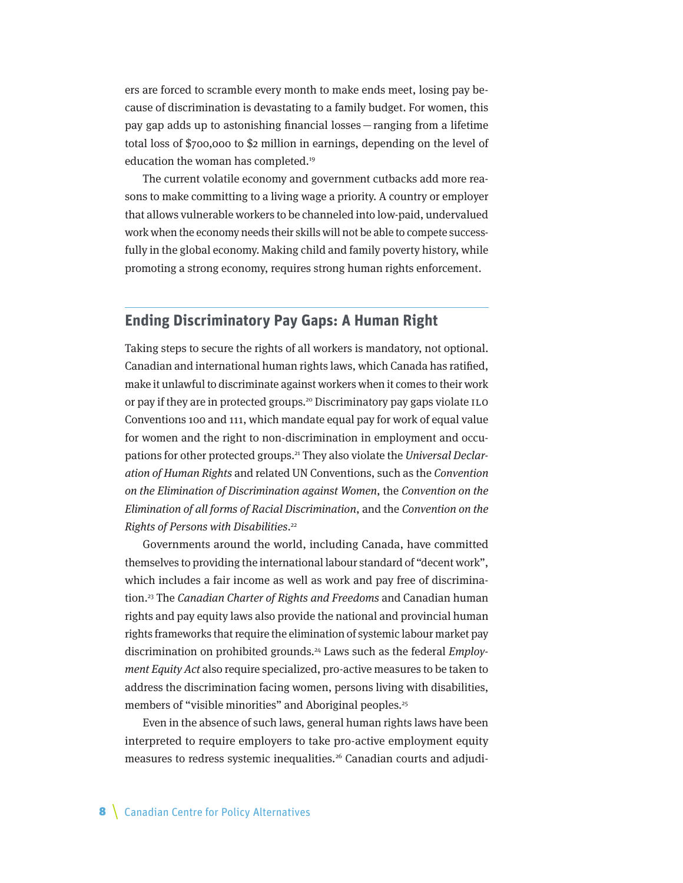ers are forced to scramble every month to make ends meet, losing pay because of discrimination is devastating to a family budget. For women, this pay gap adds up to astonishing financial losses — ranging from a lifetime total loss of $700,000 to $2 million in earnings, depending on the level of education the woman has completed.[19]

The current volatile economy and government cutbacks add more reasons to make committing to a living wage a priority. A country or employer that allows vulnerable workers to be channeled into low-paid, undervalued work when the economy needs their skills will not be able to compete successfully in the global economy. Making child and family poverty history, while promoting a strong economy, requires strong human rights enforcement.

## Ending Discriminatory Pay Gaps: A Human Right

Taking steps to secure the rights of all workers is mandatory, not optional. Canadian and international human rights laws, which Canada has ratified, make it unlawful to discriminate against workers when it comes to their work or pay if they are in protected groups.[20] Discriminatory pay gaps violate ILO Conventions 100 and 111, which mandate equal pay for work of equal value for women and the right to non-discrimination in employment and occupations for other protected groups.[21] They also violate the *Universal Declaration of Human Rights* and related UN Conventions, such as the *Convention on the Elimination of Discrimination against Women*, the *Convention on the Elimination of all forms of Racial Discrimination*, and the *Convention on the Rights of Persons with Disabilities*.[22]

Governments around the world, including Canada, have committed themselves to providing the international labour standard of "decent work", which includes a fair income as well as work and pay free of discrimination.[23] The *Canadian Charter of Rights and Freedoms* and Canadian human rights and pay equity laws also provide the national and provincial human rights frameworks that require the elimination of systemic labour market pay discrimination on prohibited grounds.[24] Laws such as the federal *Employment Equity Act* also require specialized, pro-active measures to be taken to address the discrimination facing women, persons living with disabilities, members of "visible minorities" and Aboriginal peoples.[25]

Even in the absence of such laws, general human rights laws have been interpreted to require employers to take pro-active employment equity measures to redress systemic inequalities.[26] Canadian courts and adjudi-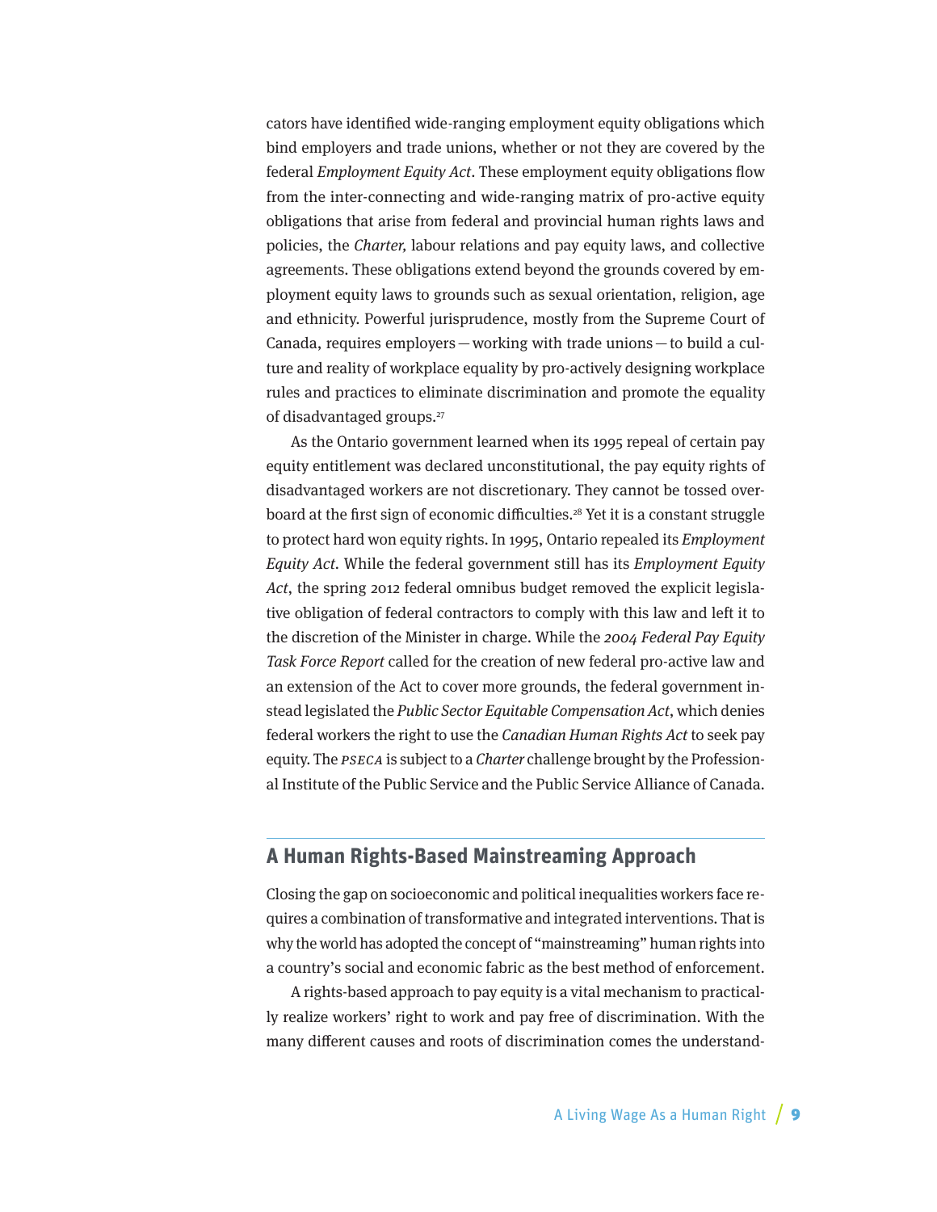cators have identified wide-ranging employment equity obligations which bind employers and trade unions, whether or not they are covered by the federal *Employment Equity Act*. These employment equity obligations flow from the inter-connecting and wide-ranging matrix of pro-active equity obligations that arise from federal and provincial human rights laws and policies, the *Charter,* labour relations and pay equity laws, and collective agreements. These obligations extend beyond the grounds covered by employment equity laws to grounds such as sexual orientation, religion, age and ethnicity. Powerful jurisprudence, mostly from the Supreme Court of Canada, requires employers — working with trade unions — to build a culture and reality of workplace equality by pro-actively designing workplace rules and practices to eliminate discrimination and promote the equality of disadvantaged groups.[27]

As the Ontario government learned when its 1995 repeal of certain pay equity entitlement was declared unconstitutional, the pay equity rights of disadvantaged workers are not discretionary. They cannot be tossed overboard at the first sign of economic difficulties.[28] Yet it is a constant struggle to protect hard won equity rights. In 1995, Ontario repealed its *Employment Equity Act*. While the federal government still has its *Employment Equity Act*, the spring 2012 federal omnibus budget removed the explicit legislative obligation of federal contractors to comply with this law and left it to the discretion of the Minister in charge. While the *2004 Federal Pay Equity Task Force Report* called for the creation of new federal pro-active law and an extension of the Act to cover more grounds, the federal government instead legislated the *Public Sector Equitable Compensation Act*, which denies federal workers the right to use the *Canadian Human Rights Act* to seek pay equity. The *PSECA* is subject to a *Charter* challenge brought by the Professional Institute of the Public Service and the Public Service Alliance of Canada.

## A Human Rights-Based Mainstreaming Approach

Closing the gap on socioeconomic and political inequalities workers face requires a combination of transformative and integrated interventions. That is why the world has adopted the concept of "mainstreaming" human rights into a country's social and economic fabric as the best method of enforcement.

A rights-based approach to pay equity is a vital mechanism to practically realize workers' right to work and pay free of discrimination. With the many different causes and roots of discrimination comes the understand-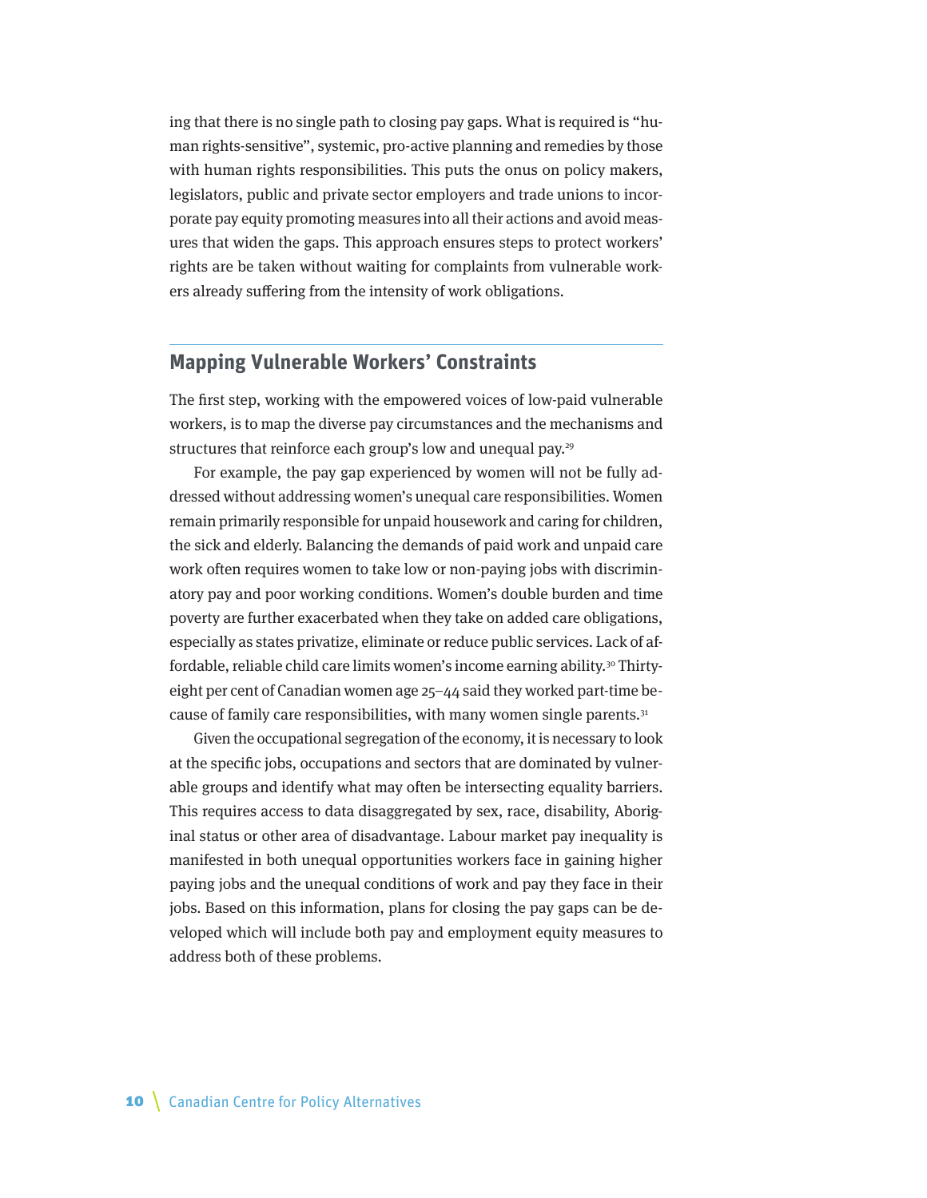ing that there is no single path to closing pay gaps. What is required is "human rights-sensitive", systemic, pro-active planning and remedies by those with human rights responsibilities. This puts the onus on policy makers, legislators, public and private sector employers and trade unions to incorporate pay equity promoting measures into all their actions and avoid measures that widen the gaps. This approach ensures steps to protect workers' rights are be taken without waiting for complaints from vulnerable workers already suffering from the intensity of work obligations.

## Mapping Vulnerable Workers' Constraints

The first step, working with the empowered voices of low-paid vulnerable workers, is to map the diverse pay circumstances and the mechanisms and structures that reinforce each group's low and unequal pay.[29]

For example, the pay gap experienced by women will not be fully addressed without addressing women's unequal care responsibilities. Women remain primarily responsible for unpaid housework and caring for children, the sick and elderly. Balancing the demands of paid work and unpaid care work often requires women to take low or non-paying jobs with discriminatory pay and poor working conditions. Women's double burden and time poverty are further exacerbated when they take on added care obligations, especially as states privatize, eliminate or reduce public services. Lack of affordable, reliable child care limits women's income earning ability.[30] Thirty-eight per cent of Canadian women age 25–44 said they worked part-time because of family care responsibilities, with many women single parents.[31]

Given the occupational segregation of the economy, it is necessary to look at the specific jobs, occupations and sectors that are dominated by vulnerable groups and identify what may often be intersecting equality barriers. This requires access to data disaggregated by sex, race, disability, Aboriginal status or other area of disadvantage. Labour market pay inequality is manifested in both unequal opportunities workers face in gaining higher paying jobs and the unequal conditions of work and pay they face in their jobs. Based on this information, plans for closing the pay gaps can be developed which will include both pay and employment equity measures to address both of these problems.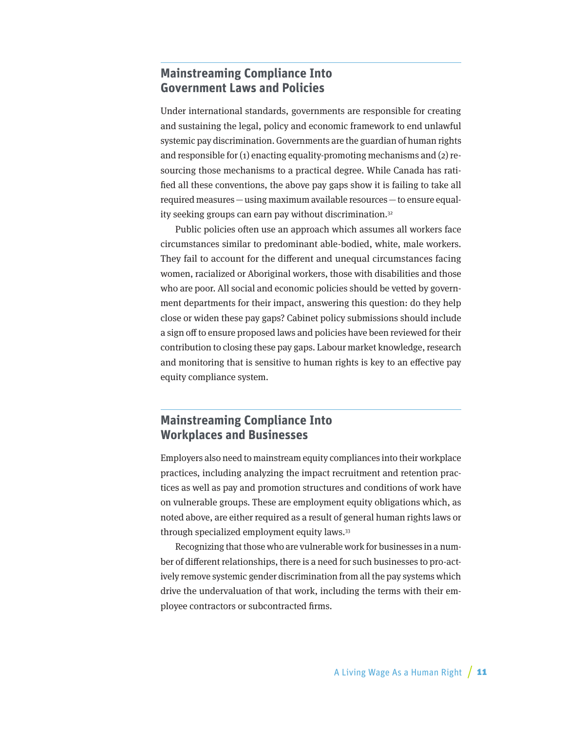## Mainstreaming Compliance Into Government Laws and Policies

Under international standards, governments are responsible for creating and sustaining the legal, policy and economic framework to end unlawful systemic pay discrimination. Governments are the guardian of human rights and responsible for (1) enacting equality-promoting mechanisms and (2) resourcing those mechanisms to a practical degree. While Canada has ratified all these conventions, the above pay gaps show it is failing to take all required measures — using maximum available resources — to ensure equality seeking groups can earn pay without discrimination.[32]

Public policies often use an approach which assumes all workers face circumstances similar to predominant able-bodied, white, male workers. They fail to account for the different and unequal circumstances facing women, racialized or Aboriginal workers, those with disabilities and those who are poor. All social and economic policies should be vetted by government departments for their impact, answering this question: do they help close or widen these pay gaps? Cabinet policy submissions should include a sign off to ensure proposed laws and policies have been reviewed for their contribution to closing these pay gaps. Labour market knowledge, research and monitoring that is sensitive to human rights is key to an effective pay equity compliance system.

## Mainstreaming Compliance Into Workplaces and Businesses

Employers also need to mainstream equity compliances into their workplace practices, including analyzing the impact recruitment and retention practices as well as pay and promotion structures and conditions of work have on vulnerable groups. These are employment equity obligations which, as noted above, are either required as a result of general human rights laws or through specialized employment equity laws.[33]

Recognizing that those who are vulnerable work for businesses in a number of different relationships, there is a need for such businesses to pro-actively remove systemic gender discrimination from all the pay systems which drive the undervaluation of that work, including the terms with their employee contractors or subcontracted firms.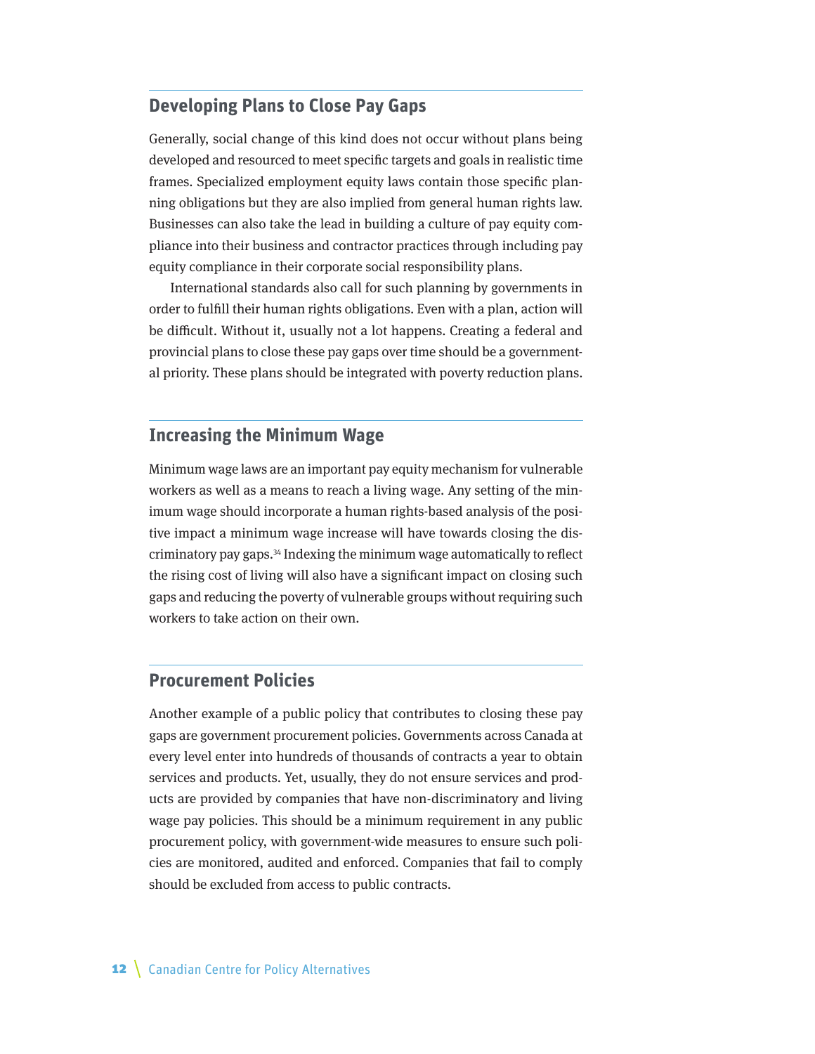## Developing Plans to Close Pay Gaps

Generally, social change of this kind does not occur without plans being developed and resourced to meet specific targets and goals in realistic time frames. Specialized employment equity laws contain those specific planning obligations but they are also implied from general human rights law. Businesses can also take the lead in building a culture of pay equity compliance into their business and contractor practices through including pay equity compliance in their corporate social responsibility plans.

International standards also call for such planning by governments in order to fulfill their human rights obligations. Even with a plan, action will be difficult. Without it, usually not a lot happens. Creating a federal and provincial plans to close these pay gaps over time should be a governmental priority. These plans should be integrated with poverty reduction plans.

## Increasing the Minimum Wage

Minimum wage laws are an important pay equity mechanism for vulnerable workers as well as a means to reach a living wage. Any setting of the minimum wage should incorporate a human rights-based analysis of the positive impact a minimum wage increase will have towards closing the discriminatory pay gaps.[34] Indexing the minimum wage automatically to reflect the rising cost of living will also have a significant impact on closing such gaps and reducing the poverty of vulnerable groups without requiring such workers to take action on their own.

## Procurement Policies

Another example of a public policy that contributes to closing these pay gaps are government procurement policies. Governments across Canada at every level enter into hundreds of thousands of contracts a year to obtain services and products. Yet, usually, they do not ensure services and products are provided by companies that have non-discriminatory and living wage pay policies. This should be a minimum requirement in any public procurement policy, with government-wide measures to ensure such policies are monitored, audited and enforced. Companies that fail to comply should be excluded from access to public contracts.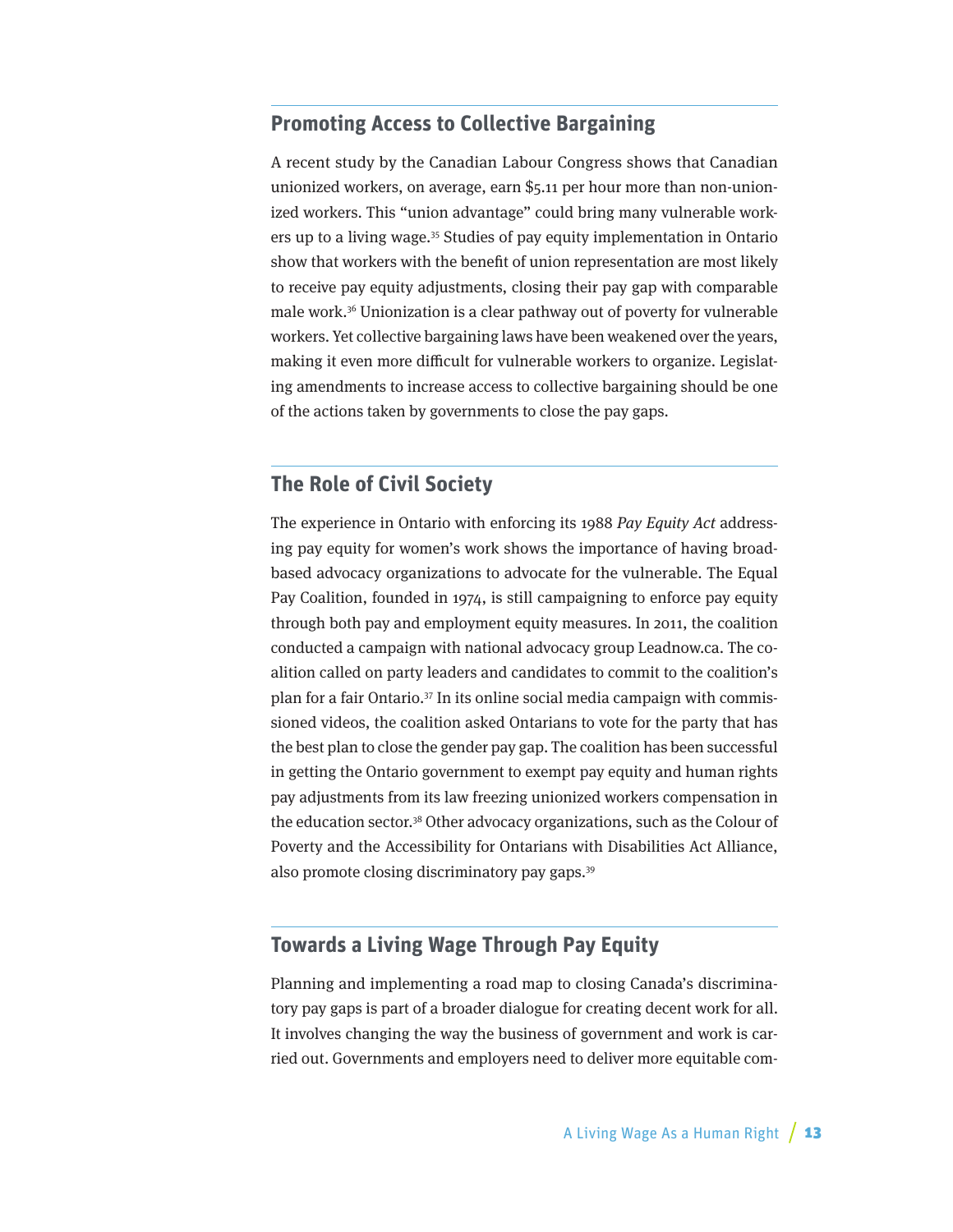## Promoting Access to Collective Bargaining

A recent study by the Canadian Labour Congress shows that Canadian unionized workers, on average, earn $5.11 per hour more than non-unionized workers. This "union advantage" could bring many vulnerable workers up to a living wage.[35] Studies of pay equity implementation in Ontario show that workers with the benefit of union representation are most likely to receive pay equity adjustments, closing their pay gap with comparable male work.[36] Unionization is a clear pathway out of poverty for vulnerable workers. Yet collective bargaining laws have been weakened over the years, making it even more difficult for vulnerable workers to organize. Legislating amendments to increase access to collective bargaining should be one of the actions taken by governments to close the pay gaps.

## The Role of Civil Society

The experience in Ontario with enforcing its 1988 *Pay Equity Act* addressing pay equity for women's work shows the importance of having broad-based advocacy organizations to advocate for the vulnerable. The Equal Pay Coalition, founded in 1974, is still campaigning to enforce pay equity through both pay and employment equity measures. In 2011, the coalition conducted a campaign with national advocacy group Leadnow.ca. The coalition called on party leaders and candidates to commit to the coalition's plan for a fair Ontario.[37] In its online social media campaign with commissioned videos, the coalition asked Ontarians to vote for the party that has the best plan to close the gender pay gap. The coalition has been successful in getting the Ontario government to exempt pay equity and human rights pay adjustments from its law freezing unionized workers compensation in the education sector.[38] Other advocacy organizations, such as the Colour of Poverty and the Accessibility for Ontarians with Disabilities Act Alliance, also promote closing discriminatory pay gaps.[39]

## Towards a Living Wage Through Pay Equity

Planning and implementing a road map to closing Canada's discriminatory pay gaps is part of a broader dialogue for creating decent work for all. It involves changing the way the business of government and work is carried out. Governments and employers need to deliver more equitable com-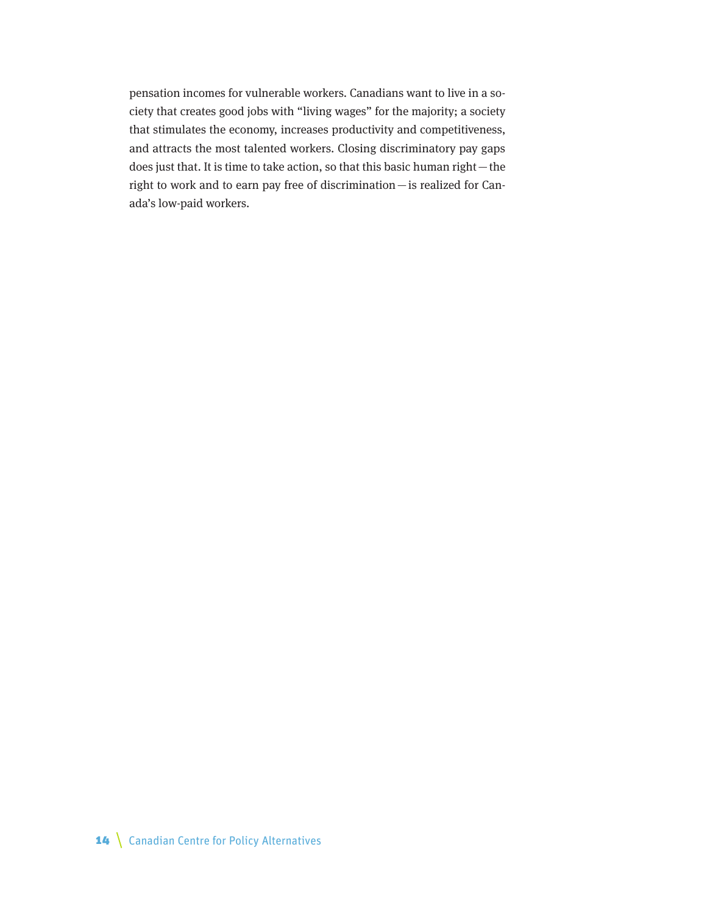pensation incomes for vulnerable workers. Canadians want to live in a society that creates good jobs with "living wages" for the majority; a society that stimulates the economy, increases productivity and competitiveness, and attracts the most talented workers. Closing discriminatory pay gaps does just that. It is time to take action, so that this basic human right — the right to work and to earn pay free of discrimination — is realized for Canada's low-paid workers.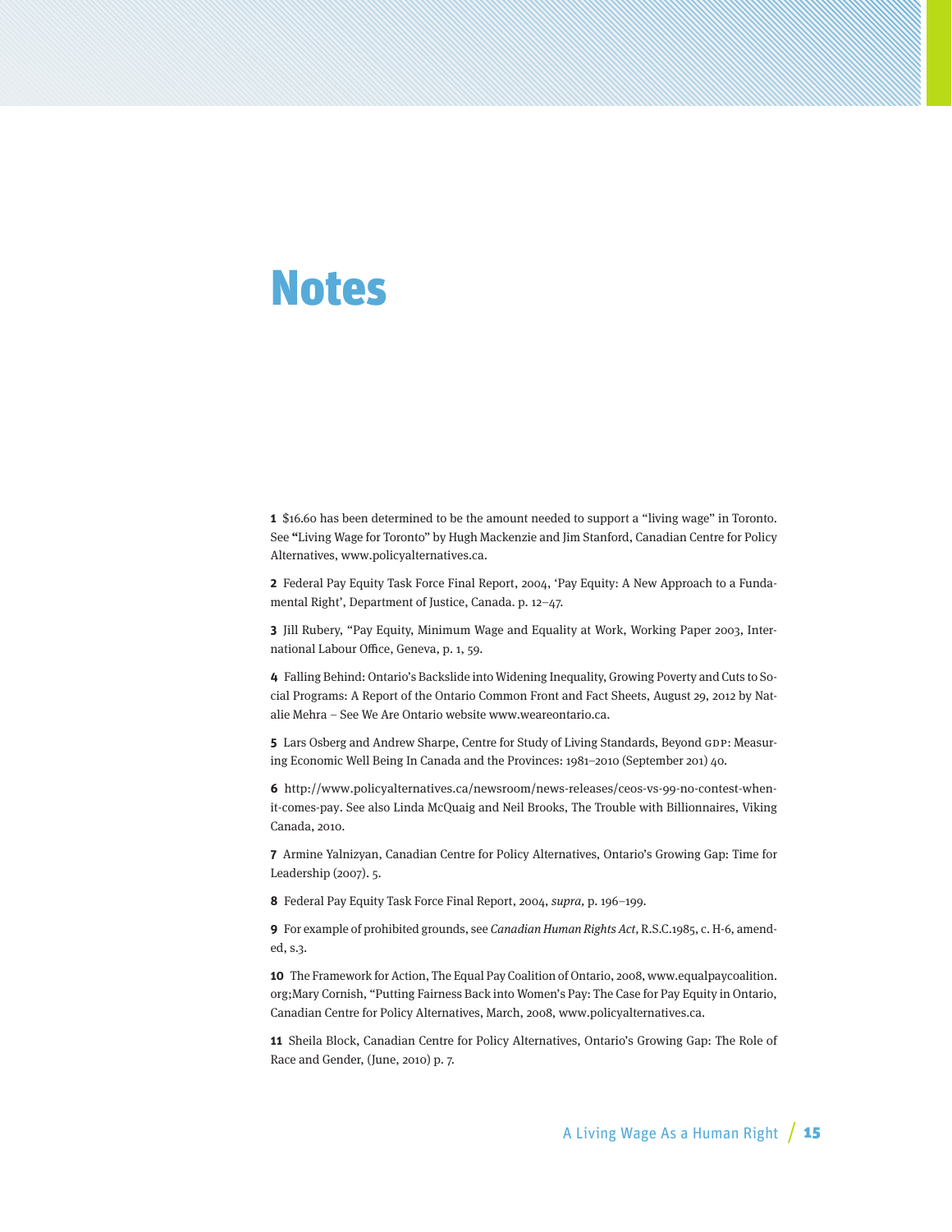# Notes

**1** $16.60 has been determined to be the amount needed to support a "living wage" in Toronto. See **"**Living Wage for Toronto" by Hugh Mackenzie and Jim Stanford, Canadian Centre for Policy Alternatives, www.policyalternatives.ca.

**2** Federal Pay Equity Task Force Final Report, 2004, 'Pay Equity: A New Approach to a Fundamental Right', Department of Justice, Canada. p. 12–47.

**3** Jill Rubery, "Pay Equity, Minimum Wage and Equality at Work, Working Paper 2003, International Labour Office, Geneva, p. 1, 59.

**4** Falling Behind: Ontario's Backslide into Widening Inequality, Growing Poverty and Cuts to Social Programs: A Report of the Ontario Common Front and Fact Sheets, August 29, 2012 by Natalie Mehra – See We Are Ontario website www.weareontario.ca.

**5** Lars Osberg and Andrew Sharpe, Centre for Study of Living Standards, Beyond GDP: Measuring Economic Well Being In Canada and the Provinces: 1981–2010 (September 201) 40.

**6** http://www.policyalternatives.ca/newsroom/news-releases/ceos-vs-99-no-contest-when-it-comes-pay. See also Linda McQuaig and Neil Brooks, The Trouble with Billionnaires, Viking Canada, 2010.

**7** Armine Yalnizyan, Canadian Centre for Policy Alternatives, Ontario's Growing Gap: Time for Leadership (2007). 5.

**8** Federal Pay Equity Task Force Final Report, 2004, *supra*, p. 196–199.

**9** For example of prohibited grounds, see *Canadian Human Rights Act*, R.S.C.1985, c. H-6, amended, s.3.

**10** The Framework for Action, The Equal Pay Coalition of Ontario, 2008, www.equalpaycoalition.org;Mary Cornish, "Putting Fairness Back into Women's Pay: The Case for Pay Equity in Ontario, Canadian Centre for Policy Alternatives, March, 2008, www.policyalternatives.ca.

**11** Sheila Block, Canadian Centre for Policy Alternatives, Ontario's Growing Gap: The Role of Race and Gender, (June, 2010) p. 7.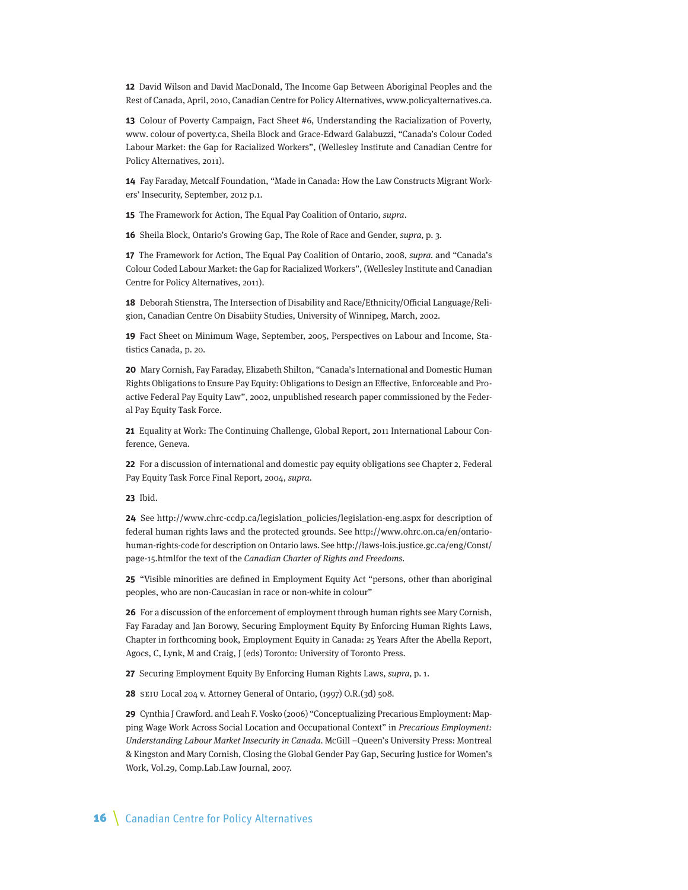**12** David Wilson and David MacDonald, The Income Gap Between Aboriginal Peoples and the Rest of Canada, April, 2010, Canadian Centre for Policy Alternatives, www.policyalternatives.ca.

**13** Colour of Poverty Campaign, Fact Sheet #6, Understanding the Racialization of Poverty, www. colour of poverty.ca, Sheila Block and Grace-Edward Galabuzzi, "Canada's Colour Coded Labour Market: the Gap for Racialized Workers", (Wellesley Institute and Canadian Centre for Policy Alternatives, 2011).

**14** Fay Faraday, Metcalf Foundation, "Made in Canada: How the Law Constructs Migrant Workers' Insecurity, September, 2012 p.1.

**15** The Framework for Action, The Equal Pay Coalition of Ontario, *supra*.

**16** Sheila Block, Ontario's Growing Gap, The Role of Race and Gender, *supra,* p. 3.

**17** The Framework for Action, The Equal Pay Coalition of Ontario, 2008, *supra.* and "Canada's Colour Coded Labour Market: the Gap for Racialized Workers", (Wellesley Institute and Canadian Centre for Policy Alternatives, 2011).

**18** Deborah Stienstra, The Intersection of Disability and Race/Ethnicity/Official Language/Religion, Canadian Centre On Disabiity Studies, University of Winnipeg, March, 2002.

**19** Fact Sheet on Minimum Wage, September, 2005, Perspectives on Labour and Income, Statistics Canada, p. 20.

**20** Mary Cornish, Fay Faraday, Elizabeth Shilton, "Canada's International and Domestic Human Rights Obligations to Ensure Pay Equity: Obligations to Design an Effective, Enforceable and Proactive Federal Pay Equity Law", 2002, unpublished research paper commissioned by the Federal Pay Equity Task Force.

**21** Equality at Work: The Continuing Challenge, Global Report, 2011 International Labour Conference, Geneva.

**22** For a discussion of international and domestic pay equity obligations see Chapter 2, Federal Pay Equity Task Force Final Report, 2004, *supra.*

**23** Ibid.

**24** See http://www.chrc-ccdp.ca/legislation_policies/legislation-eng.aspx for description of federal human rights laws and the protected grounds. See http://www.ohrc.on.ca/en/ontario-human-rights-code for description on Ontario laws. See http://laws-lois.justice.gc.ca/eng/Const/page-15.htmlfor the text of the *Canadian Charter of Rights and Freedoms.*

**25** "Visible minorities are defined in Employment Equity Act "persons, other than aboriginal peoples, who are non-Caucasian in race or non-white in colour"

**26** For a discussion of the enforcement of employment through human rights see Mary Cornish, Fay Faraday and Jan Borowy, Securing Employment Equity By Enforcing Human Rights Laws, Chapter in forthcoming book, Employment Equity in Canada: 25 Years After the Abella Report, Agocs, C, Lynk, M and Craig, J (eds) Toronto: University of Toronto Press.

**27** Securing Employment Equity By Enforcing Human Rights Laws, *supra,* p. 1.

**28** SEIU Local 204 v. Attorney General of Ontario, (1997) O.R.(3d) 508.

**29** Cynthia J Crawford. and Leah F. Vosko (2006) "Conceptualizing Precarious Employment: Mapping Wage Work Across Social Location and Occupational Context" in *Precarious Employment: Understanding Labour Market Insecurity in Canada.* McGill –Queen's University Press: Montreal & Kingston and Mary Cornish, Closing the Global Gender Pay Gap, Securing Justice for Women's Work, Vol.29, Comp.Lab.Law Journal, 2007.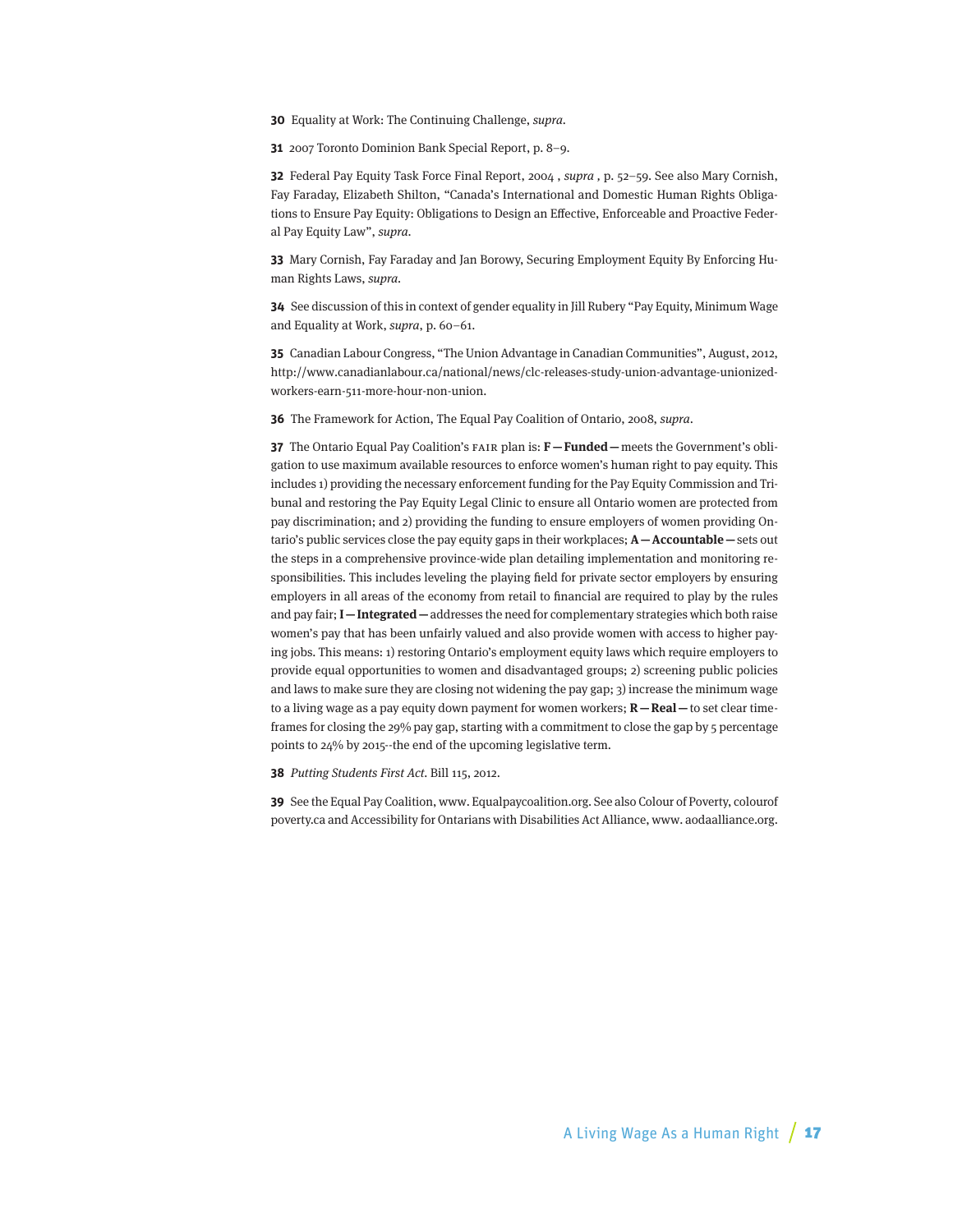**30** Equality at Work: The Continuing Challenge, *supra*.

**31** 2007 Toronto Dominion Bank Special Report, p. 8–9.

**32** Federal Pay Equity Task Force Final Report, 2004 , *supra* , p. 52–59. See also Mary Cornish, Fay Faraday, Elizabeth Shilton, "Canada's International and Domestic Human Rights Obligations to Ensure Pay Equity: Obligations to Design an Effective, Enforceable and Proactive Federal Pay Equity Law", *supra*.

**33** Mary Cornish, Fay Faraday and Jan Borowy, Securing Employment Equity By Enforcing Human Rights Laws, *supra*.

**34** See discussion of this in context of gender equality in Jill Rubery "Pay Equity, Minimum Wage and Equality at Work, *supra*, p. 60–61.

**35** Canadian Labour Congress, "The Union Advantage in Canadian Communities", August, 2012, http://www.canadianlabour.ca/national/news/clc-releases-study-union-advantage-unionized-workers-earn-511-more-hour-non-union.

**36** The Framework for Action, The Equal Pay Coalition of Ontario, 2008, *supra*.

**37** The Ontario Equal Pay Coalition's FAIR plan is: **F—Funded—**meets the Government's obligation to use maximum available resources to enforce women's human right to pay equity. This includes 1) providing the necessary enforcement funding for the Pay Equity Commission and Tribunal and restoring the Pay Equity Legal Clinic to ensure all Ontario women are protected from pay discrimination; and 2) providing the funding to ensure employers of women providing Ontario's public services close the pay equity gaps in their workplaces; **A—Accountable—**sets out the steps in a comprehensive province-wide plan detailing implementation and monitoring responsibilities. This includes leveling the playing field for private sector employers by ensuring employers in all areas of the economy from retail to financial are required to play by the rules and pay fair; **I—Integrated—**addresses the need for complementary strategies which both raise women's pay that has been unfairly valued and also provide women with access to higher paying jobs. This means: 1) restoring Ontario's employment equity laws which require employers to provide equal opportunities to women and disadvantaged groups; 2) screening public policies and laws to make sure they are closing not widening the pay gap; 3) increase the minimum wage to a living wage as a pay equity down payment for women workers; **R—Real—**to set clear timeframes for closing the 29% pay gap, starting with a commitment to close the gap by 5 percentage points to 24% by 2015--the end of the upcoming legislative term.

**38** *Putting Students First Act*. Bill 115, 2012.

**39** See the Equal Pay Coalition, www. Equalpaycoalition.org. See also Colour of Poverty, colourofpoverty.ca and Accessibility for Ontarians with Disabilities Act Alliance, www. aodaalliance.org.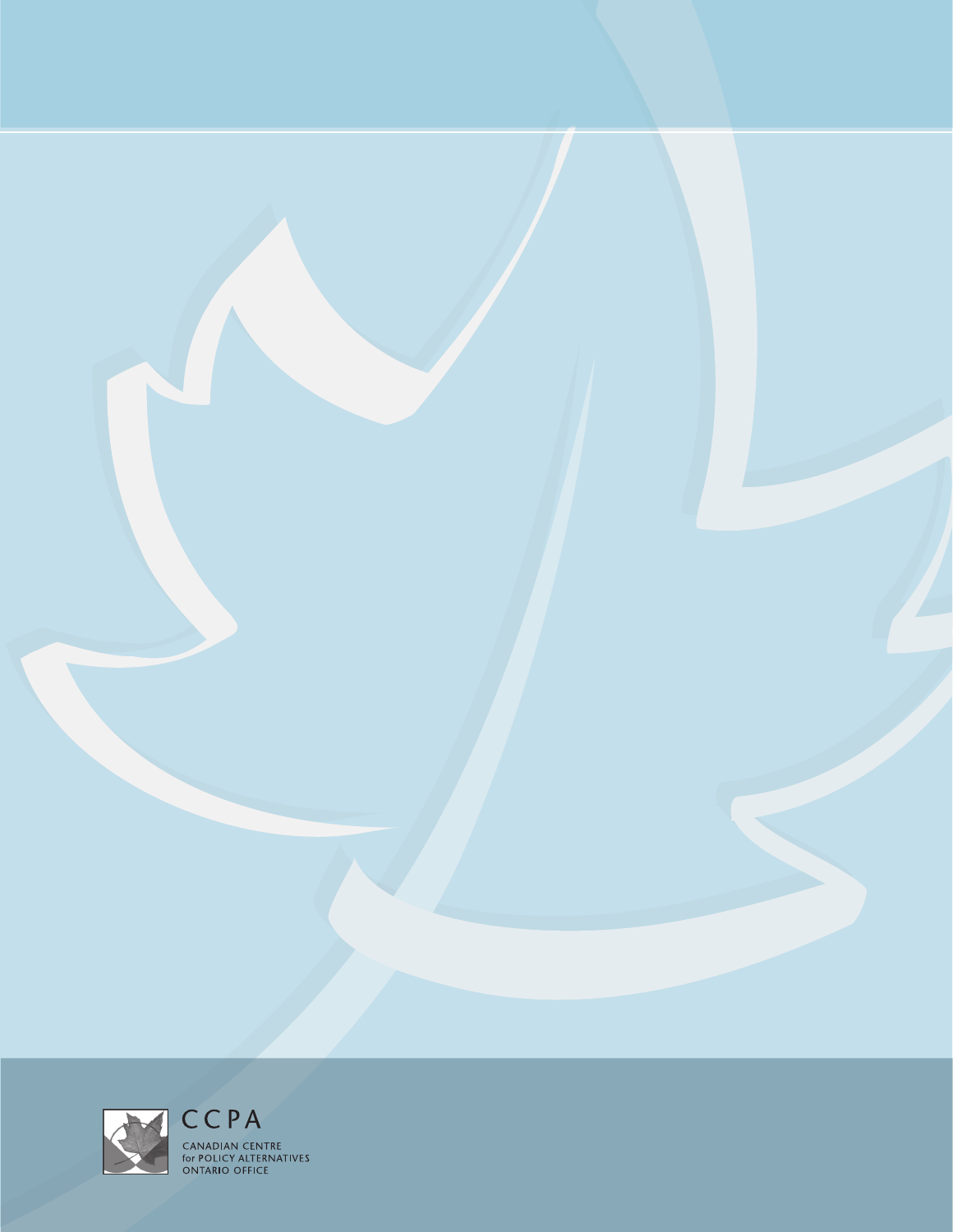CCPA

CANADIAN CENTRE
for POLICY ALTERNATIVES
ONTARIO OFFICE